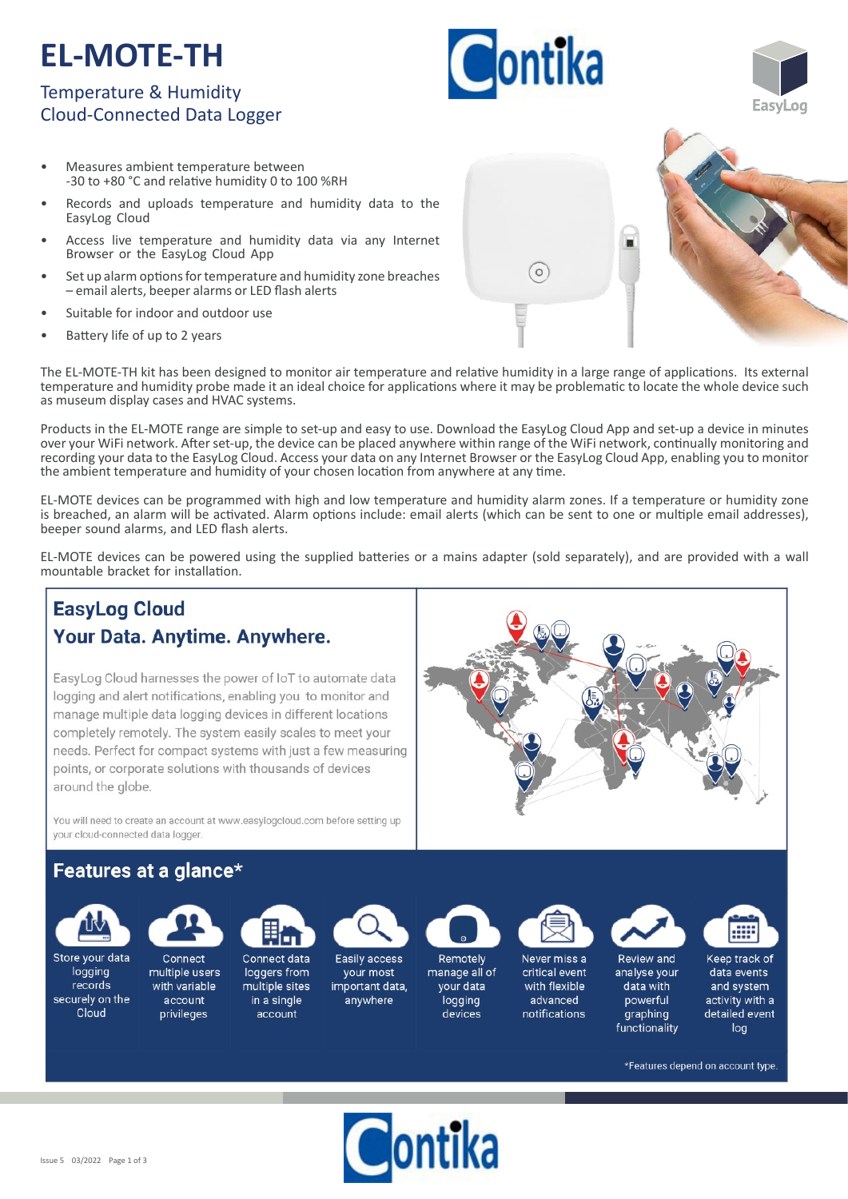# EL-MOTE-TH

## Temperature & Humidity Cloud-Connected Data Logger

- Measures ambient temperature between -30 to +80 °C and relative humidity 0 to 100 %RH
- Records and uploads temperature and humidity data to the EasyLog Cloud
- Access live temperature and humidity data via any Internet Browser or the EasyLog Cloud App
- Set up alarm options for temperature and humidity zone breaches – email alerts, beeper alarms or LED flash alerts
- Suitable for indoor and outdoor use
- Battery life of up to 2 years

The EL-MOTE-TH kit has been designed to monitor air temperature and relative humidity in a large range of applications. Its external temperature and humidity probe made it an ideal choice for applications where it may be problematic to locate the whole device such as museum display cases and HVAC systems.

Products in the EL-MOTE range are simple to set-up and easy to use. Download the EasyLog Cloud App and set-up a device in minutes over your WiFi network. After set-up, the device can be placed anywhere within range of the WiFi network, continually monitoring and recording your data to the EasyLog Cloud. Access your data on any Internet Browser or the EasyLog Cloud App, enabling you to monitor the ambient temperature and humidity of your chosen location from anywhere at any time.

EL-MOTE devices can be programmed with high and low temperature and humidity alarm zones. If a temperature or humidity zone is breached, an alarm will be activated. Alarm options include: email alerts (which can be sent to one or multiple email addresses), beeper sound alarms, and LED flash alerts.

EL-MOTE devices can be powered using the supplied batteries or a mains adapter (sold separately), and are provided with a wall mountable bracket for installation.

## EasyLog Cloud
## Your Data. Anytime. Anywhere.

EasyLog Cloud harnesses the power of IoT to automate data logging and alert notifications, enabling you to monitor and manage multiple data logging devices in different locations completely remotely. The system easily scales to meet your needs. Perfect for compact systems with just a few measuring points, or corporate solutions with thousands of devices around the globe.

You will need to create an account at www.easylogcloud.com before setting up your cloud-connected data logger.

## Features at a glance*

- Store your data logging records securely on the Cloud
- Connect multiple users with variable account privileges
- Connect data loggers from multiple sites in a single account
- Easily access your most important data, anywhere
- Remotely manage all of your data logging devices
- Never miss a critical event with flexible advanced notifications
- Review and analyse your data with powerful graphing functionality
- Keep track of data events and system activity with a detailed event log

*Features depend on account type.

Issue 5 03/2022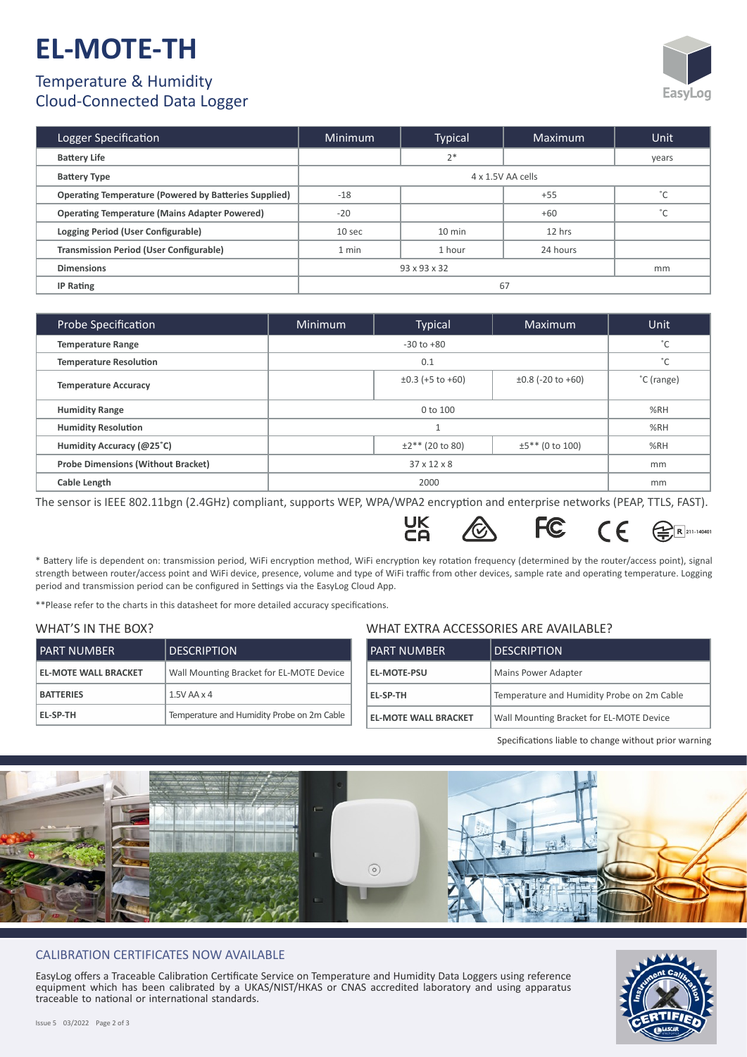# EL-MOTE-TH

## Temperature & Humidity Cloud-Connected Data Logger

| Logger Specification | Minimum | Typical | Maximum | Unit |
|---|---|---|---|---|
| **Battery Life** | | 2* | | years |
| **Battery Type** | 4 x 1.5V AA cells | | | |
| **Operating Temperature (Powered by Batteries Supplied)** | -18 | | +55 | ˚C |
| **Operating Temperature (Mains Adapter Powered)** | -20 | | +60 | ˚C |
| **Logging Period (User Configurable)** | 10 sec | 10 min | 12 hrs | |
| **Transmission Period (User Configurable)** | 1 min | 1 hour | 24 hours | |
| **Dimensions** | 93 x 93 x 32 | | | mm |
| **IP Rating** | 67 | | | |

| Probe Specification | Minimum | Typical | Maximum | Unit |
|---|---|---|---|---|
| **Temperature Range** | -30 to +80 | | | ˚C |
| **Temperature Resolution** | 0.1 | | | ˚C |
| **Temperature Accuracy** | | ±0.3 (+5 to +60) | ±0.8 (-20 to +60) | ˚C (range) |
| **Humidity Range** | 0 to 100 | | | %RH |
| **Humidity Resolution** | 1 | | | %RH |
| **Humidity Accuracy (@25˚C)** | | ±2** (20 to 80) | ±5** (0 to 100) | %RH |
| **Probe Dimensions (Without Bracket)** | 37 x 12 x 8 | | | mm |
| **Cable Length** | 2000 | | | mm |

The sensor is IEEE 802.11bgn (2.4GHz) compliant, supports WEP, WPA/WPA2 encryption and enterprise networks (PEAP, TTLS, FAST).

R 211-140401

* Battery life is dependent on: transmission period, WiFi encryption method, WiFi encryption key rotation frequency (determined by the router/access point), signal strength between router/access point and WiFi device, presence, volume and type of WiFi traffic from other devices, sample rate and operating temperature. Logging period and transmission period can be configured in Settings via the EasyLog Cloud App.

**Please refer to the charts in this datasheet for more detailed accuracy specifications.

### WHAT'S IN THE BOX?

| PART NUMBER | DESCRIPTION |
|---|---|
| **EL-MOTE WALL BRACKET** | Wall Mounting Bracket for EL-MOTE Device |
| **BATTERIES** | 1.5V AA x 4 |
| **EL-SP-TH** | Temperature and Humidity Probe on 2m Cable |

### WHAT EXTRA ACCESSORIES ARE AVAILABLE?

| PART NUMBER | DESCRIPTION |
|---|---|
| **EL-MOTE-PSU** | Mains Power Adapter |
| **EL-SP-TH** | Temperature and Humidity Probe on 2m Cable |
| **EL-MOTE WALL BRACKET** | Wall Mounting Bracket for EL-MOTE Device |

Specifications liable to change without prior warning

### CALIBRATION CERTIFICATES NOW AVAILABLE

EasyLog offers a Traceable Calibration Certificate Service on Temperature and Humidity Data Loggers using reference equipment which has been calibrated by a UKAS/NIST/HKAS or CNAS accredited laboratory and using apparatus traceable to national or international standards.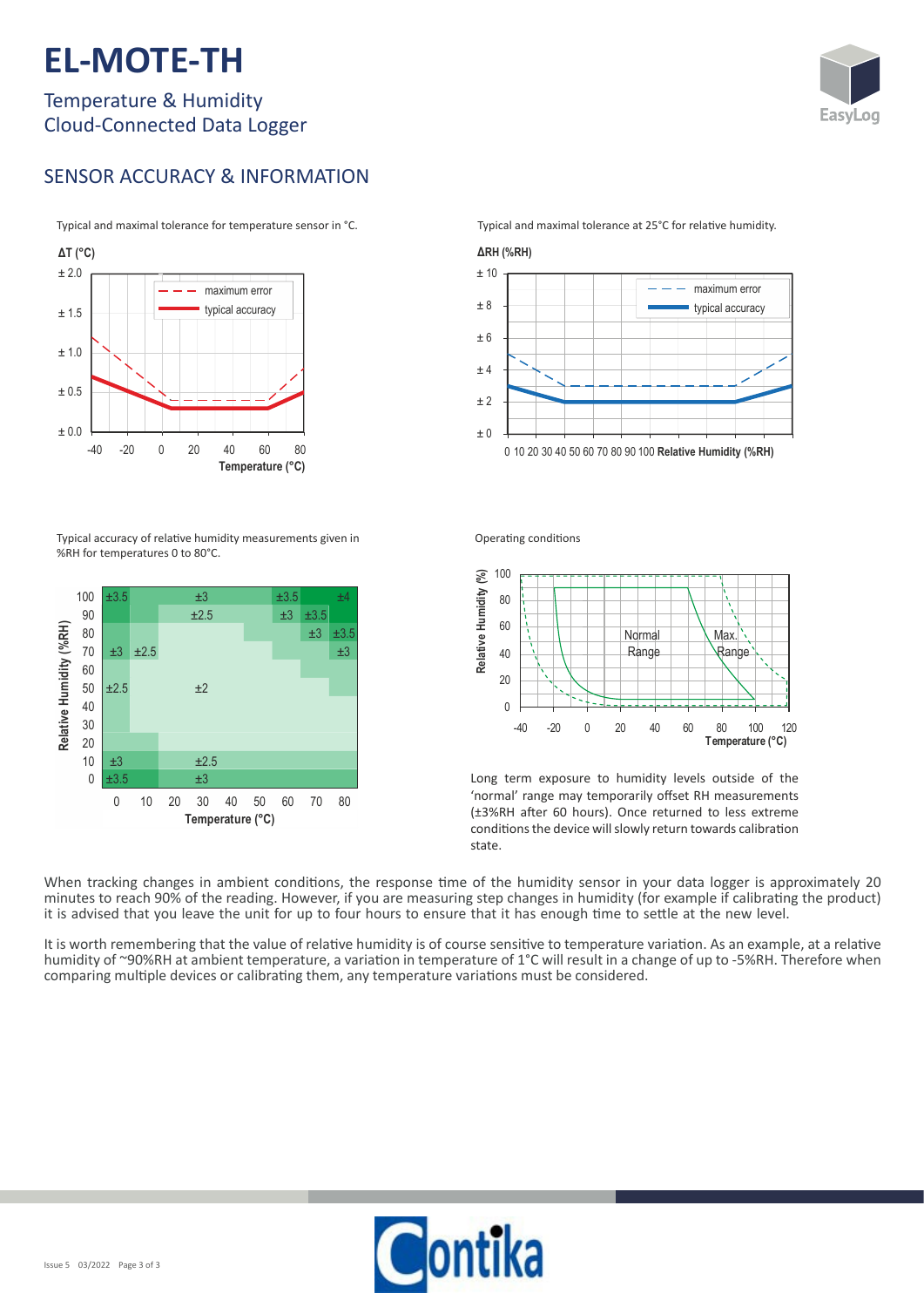# EL-MOTE-TH

Temperature & Humidity
Cloud-Connected Data Logger

EasyLog

## SENSOR ACCURACY & INFORMATION

Typical and maximal tolerance for temperature sensor in °C.

ΔT (°C)
± 2.0
± 1.5
± 1.0
± 0.5
± 0.0
-40 -20 0 20 40 60 80
Temperature (°C)
maximum error
typical accuracy

Typical and maximal tolerance at 25°C for relative humidity.

ΔRH (%RH)
± 10
± 8
± 6
± 4
± 2
± 0
0 10 20 30 40 50 60 70 80 90 100 Relative Humidity (%RH)
maximum error
typical accuracy

Typical accuracy of relative humidity measurements given in %RH for temperatures 0 to 80°C.

Relative Humidity (%RH)
100 90 80 70 60 50 40 30 20 10 0
±3.5 ±3 ±3.5 ±4
±2.5 ±3 ±3.5
±3 ±3.5
±3 ±2.5 ±3
±2.5 ±2
±3 ±2.5
±3.5 ±3
0 10 20 30 40 50 60 70 80
Temperature (°C)

Operating conditions

Relative Humidity (%)
100 80 60 40 20 0
Normal Range
Max. Range
-40 -20 0 20 40 60 80 100 120
Temperature (°C)

Long term exposure to humidity levels outside of the 'normal' range may temporarily offset RH measurements (±3%RH after 60 hours). Once returned to less extreme conditions the device will slowly return towards calibration state.

When tracking changes in ambient conditions, the response time of the humidity sensor in your data logger is approximately 20 minutes to reach 90% of the reading. However, if you are measuring step changes in humidity (for example if calibrating the product) it is advised that you leave the unit for up to four hours to ensure that it has enough time to settle at the new level.

It is worth remembering that the value of relative humidity is of course sensitive to temperature variation. As an example, at a relative humidity of ~90%RH at ambient temperature, a variation in temperature of 1°C will result in a change of up to -5%RH. Therefore when comparing multiple devices or calibrating them, any temperature variations must be considered.

Contika

Issue 5 03/2022